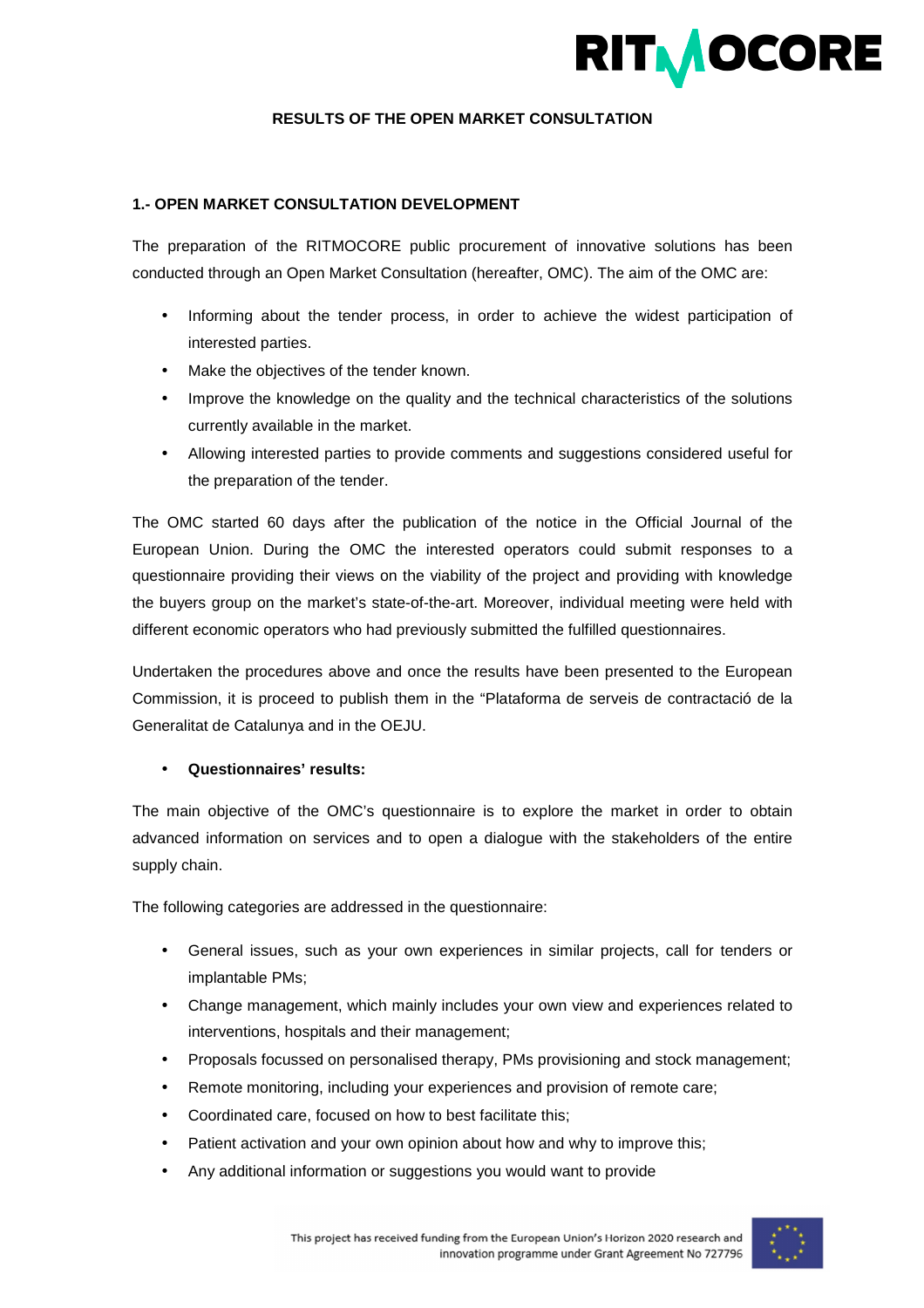# RESULTS OF THE OPEN MARKET CONSULTATION

## 1.- OPEN MARKET CONSULTATION DEVELOPMENT

The preparation of the RITMOCORE public procurement of innovative solutions has been conducted through an Open Market Consultation (hereafter, OMC). The aim of the OMC are:

- Informing about the tender process, in order to achieve the widest participation of interested parties.
- Make the objectives of the tender known.
- Improve the knowledge on the quality and the technical characteristics of the solutions currently available in the market.
- Allowing interested parties to provide comments and suggestions considered useful for the preparation of the tender.

The OMC started 60 days after the publication of the notice in the Official Journal of the European Union. During the OMC the interested operators could submit responses to a questionnaire providing their views on the viability of the project and providing with knowledge the buyers group on the market's state-of-the-art. Moreover, individual meeting were held with different economic operators who had previously submitted the fulfilled questionnaires.

Undertaken the procedures above and once the results have been presented to the European Commission, it is proceed to publish them in the "Plataforma de serveis de contractació de la Generalitat de Catalunya and in the OEJU.

- **Questionnaires' results:**

The main objective of the OMC's questionnaire is to explore the market in order to obtain advanced information on services and to open a dialogue with the stakeholders of the entire supply chain.

The following categories are addressed in the questionnaire:

- General issues, such as your own experiences in similar projects, call for tenders or implantable PMs;
- Change management, which mainly includes your own view and experiences related to interventions, hospitals and their management;
- Proposals focussed on personalised therapy, PMs provisioning and stock management;
- Remote monitoring, including your experiences and provision of remote care;
- Coordinated care, focused on how to best facilitate this;
- Patient activation and your own opinion about how and why to improve this;
- Any additional information or suggestions you would want to provide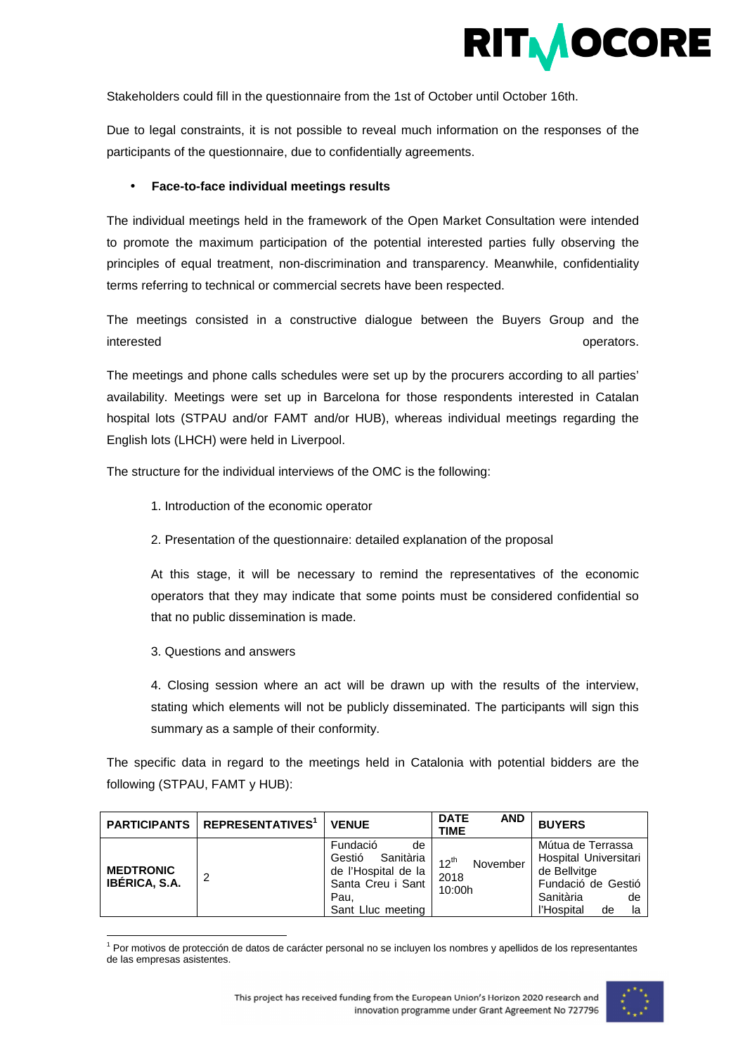Stakeholders could fill in the questionnaire from the 1st of October until October 16th.

Due to legal constraints, it is not possible to reveal much information on the responses of the participants of the questionnaire, due to confidentially agreements.

- **Face-to-face individual meetings results**

The individual meetings held in the framework of the Open Market Consultation were intended to promote the maximum participation of the potential interested parties fully observing the principles of equal treatment, non-discrimination and transparency. Meanwhile, confidentiality terms referring to technical or commercial secrets have been respected.

The meetings consisted in a constructive dialogue between the Buyers Group and the interested operators.

The meetings and phone calls schedules were set up by the procurers according to all parties' availability. Meetings were set up in Barcelona for those respondents interested in Catalan hospital lots (STPAU and/or FAMT and/or HUB), whereas individual meetings regarding the English lots (LHCH) were held in Liverpool.

The structure for the individual interviews of the OMC is the following:

1. Introduction of the economic operator

2. Presentation of the questionnaire: detailed explanation of the proposal

   At this stage, it will be necessary to remind the representatives of the economic operators that they may indicate that some points must be considered confidential so that no public dissemination is made.

3. Questions and answers

4. Closing session where an act will be drawn up with the results of the interview, stating which elements will not be publicly disseminated. The participants will sign this summary as a sample of their conformity.

The specific data in regard to the meetings held in Catalonia with potential bidders are the following (STPAU, FAMT y HUB):

| PARTICIPANTS | REPRESENTATIVES[1] | VENUE | DATE AND TIME | BUYERS |
|---|---|---|---|---|
| **MEDTRONIC IBÉRICA, S.A.** | 2 | Fundació de Gestió Sanitària de l'Hospital de la Santa Creu i Sant Pau, Sant Lluc meeting | 12th November 2018 10:00h | Mútua de Terrassa Hospital Universitari de Bellvitge Fundació de Gestió Sanitària de l'Hospital de la |

[1] Por motivos de protección de datos de carácter personal no se incluyen los nombres y apellidos de los representantes de las empresas asistentes.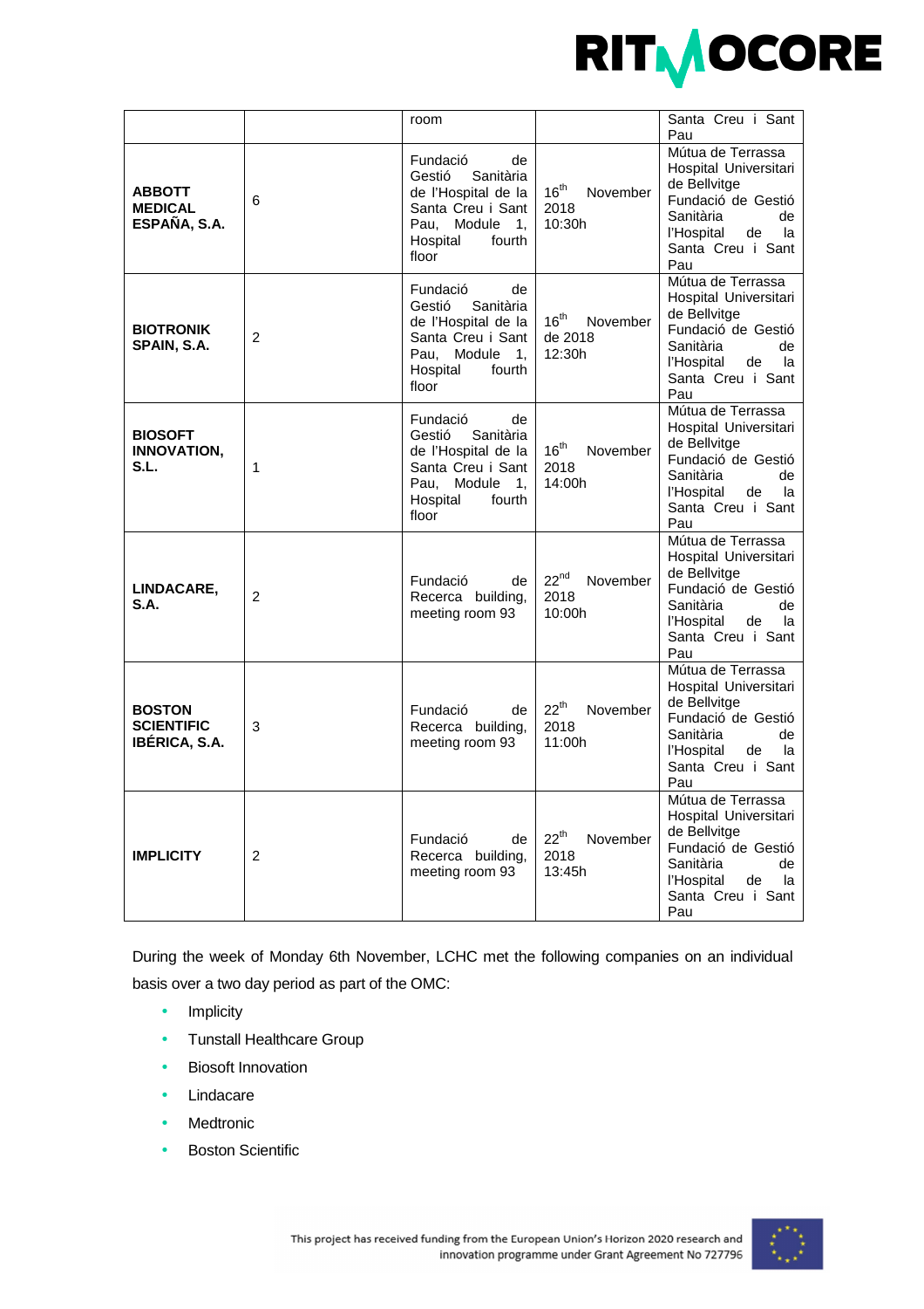|  |  | room |  | Santa Creu i Sant Pau |
|---|---|---|---|---|
| **ABBOTT MEDICAL ESPAÑA, S.A.** | 6 | Fundació de Gestió Sanitària de l'Hospital de la Santa Creu i Sant Pau, Module 1, Hospital fourth floor | 16th November 2018 10:30h | Mútua de Terrassa Hospital Universitari de Bellvitge Fundació de Gestió Sanitària de l'Hospital de la Santa Creu i Sant Pau |
| **BIOTRONIK SPAIN, S.A.** | 2 | Fundació de Gestió Sanitària de l'Hospital de la Santa Creu i Sant Pau, Module 1, Hospital fourth floor | 16th November de 2018 12:30h | Mútua de Terrassa Hospital Universitari de Bellvitge Fundació de Gestió Sanitària de l'Hospital de la Santa Creu i Sant Pau |
| **BIOSOFT INNOVATION, S.L.** | 1 | Fundació de Gestió Sanitària de l'Hospital de la Santa Creu i Sant Pau, Module 1, Hospital fourth floor | 16th November 2018 14:00h | Mútua de Terrassa Hospital Universitari de Bellvitge Fundació de Gestió Sanitària de l'Hospital de la Santa Creu i Sant Pau |
| **LINDACARE, S.A.** | 2 | Fundació de Recerca building, meeting room 93 | 22nd November 2018 10:00h | Mútua de Terrassa Hospital Universitari de Bellvitge Fundació de Gestió Sanitària de l'Hospital de la Santa Creu i Sant Pau |
| **BOSTON SCIENTIFIC IBÉRICA, S.A.** | 3 | Fundació de Recerca building, meeting room 93 | 22th November 2018 11:00h | Mútua de Terrassa Hospital Universitari de Bellvitge Fundació de Gestió Sanitària de l'Hospital de la Santa Creu i Sant Pau |
| **IMPLICITY** | 2 | Fundació de Recerca building, meeting room 93 | 22th November 2018 13:45h | Mútua de Terrassa Hospital Universitari de Bellvitge Fundació de Gestió Sanitària de l'Hospital de la Santa Creu i Sant Pau |

During the week of Monday 6th November, LCHC met the following companies on an individual basis over a two day period as part of the OMC:

- Implicity
- Tunstall Healthcare Group
- Biosoft Innovation
- Lindacare
- Medtronic
- Boston Scientific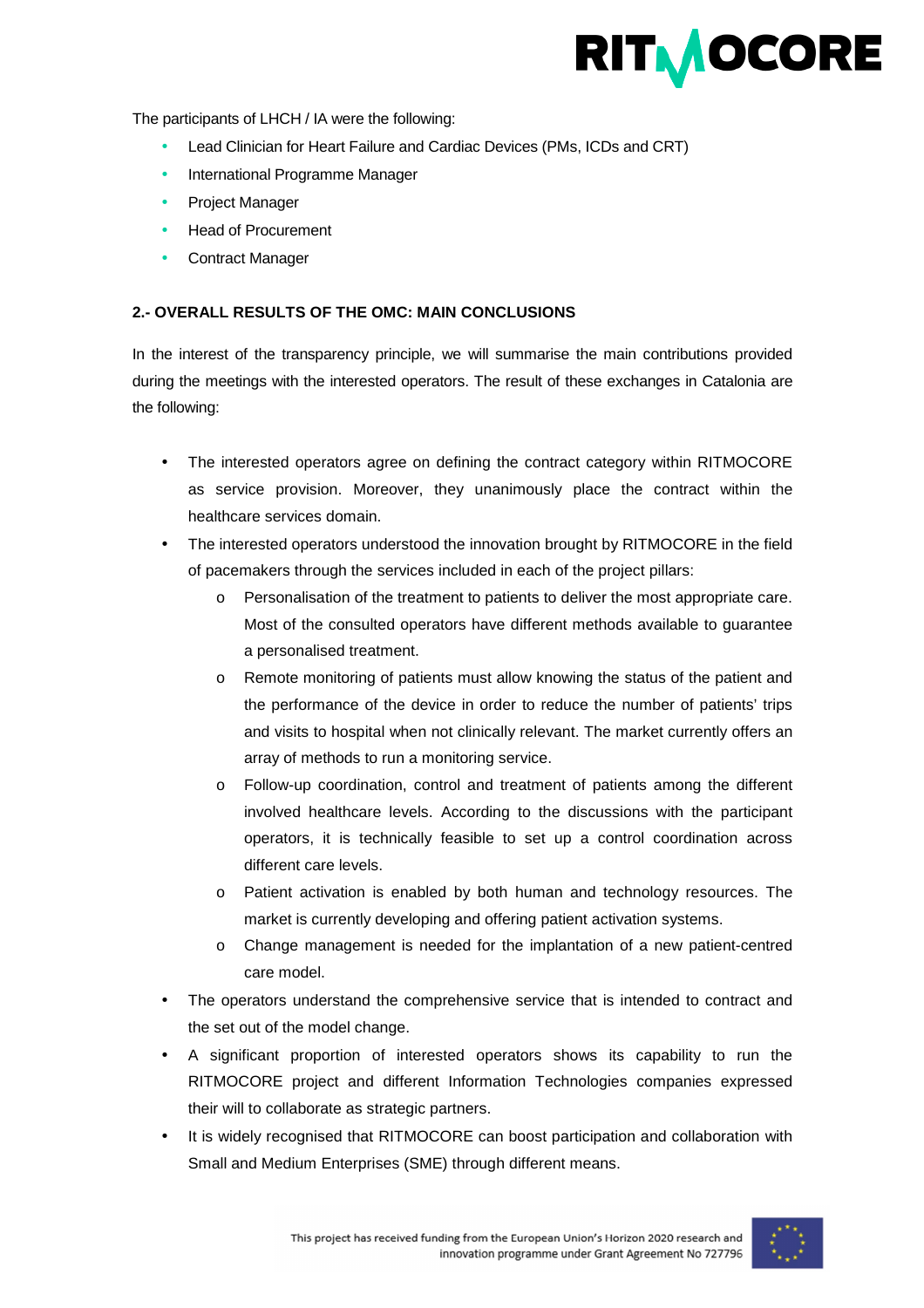The participants of LHCH / IA were the following:

- Lead Clinician for Heart Failure and Cardiac Devices (PMs, ICDs and CRT)
- International Programme Manager
- Project Manager
- Head of Procurement
- Contract Manager

## 2.- OVERALL RESULTS OF THE OMC: MAIN CONCLUSIONS

In the interest of the transparency principle, we will summarise the main contributions provided during the meetings with the interested operators. The result of these exchanges in Catalonia are the following:

- The interested operators agree on defining the contract category within RITMOCORE as service provision. Moreover, they unanimously place the contract within the healthcare services domain.
- The interested operators understood the innovation brought by RITMOCORE in the field of pacemakers through the services included in each of the project pillars:
  - Personalisation of the treatment to patients to deliver the most appropriate care. Most of the consulted operators have different methods available to guarantee a personalised treatment.
  - Remote monitoring of patients must allow knowing the status of the patient and the performance of the device in order to reduce the number of patients' trips and visits to hospital when not clinically relevant. The market currently offers an array of methods to run a monitoring service.
  - Follow-up coordination, control and treatment of patients among the different involved healthcare levels. According to the discussions with the participant operators, it is technically feasible to set up a control coordination across different care levels.
  - Patient activation is enabled by both human and technology resources. The market is currently developing and offering patient activation systems.
  - Change management is needed for the implantation of a new patient-centred care model.
- The operators understand the comprehensive service that is intended to contract and the set out of the model change.
- A significant proportion of interested operators shows its capability to run the RITMOCORE project and different Information Technologies companies expressed their will to collaborate as strategic partners.
- It is widely recognised that RITMOCORE can boost participation and collaboration with Small and Medium Enterprises (SME) through different means.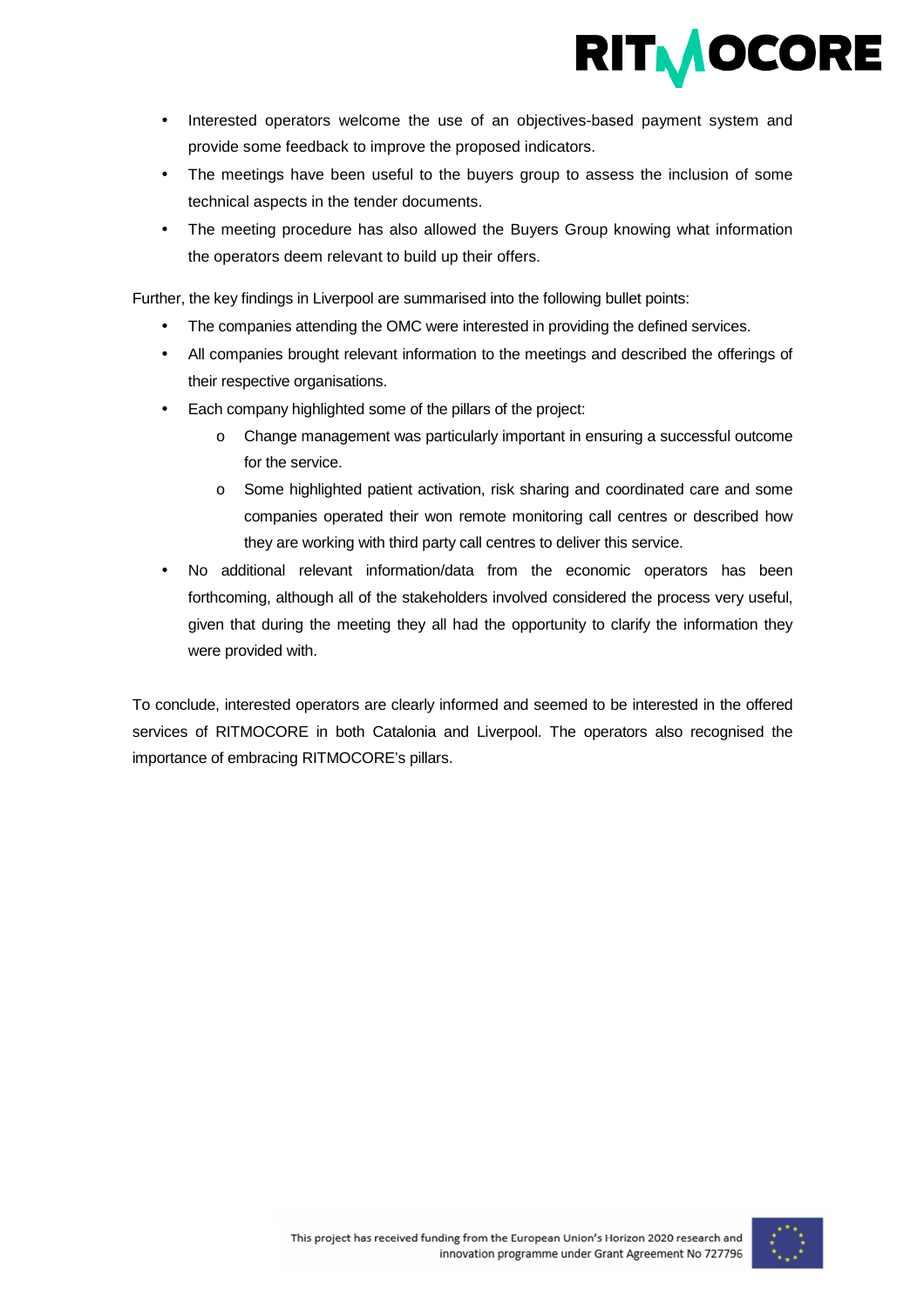- Interested operators welcome the use of an objectives-based payment system and provide some feedback to improve the proposed indicators.
- The meetings have been useful to the buyers group to assess the inclusion of some technical aspects in the tender documents.
- The meeting procedure has also allowed the Buyers Group knowing what information the operators deem relevant to build up their offers.

Further, the key findings in Liverpool are summarised into the following bullet points:

- The companies attending the OMC were interested in providing the defined services.
- All companies brought relevant information to the meetings and described the offerings of their respective organisations.
- Each company highlighted some of the pillars of the project:
  - Change management was particularly important in ensuring a successful outcome for the service.
  - Some highlighted patient activation, risk sharing and coordinated care and some companies operated their won remote monitoring call centres or described how they are working with third party call centres to deliver this service.
- No additional relevant information/data from the economic operators has been forthcoming, although all of the stakeholders involved considered the process very useful, given that during the meeting they all had the opportunity to clarify the information they were provided with.

To conclude, interested operators are clearly informed and seemed to be interested in the offered services of RITMOCORE in both Catalonia and Liverpool. The operators also recognised the importance of embracing RITMOCORE's pillars.